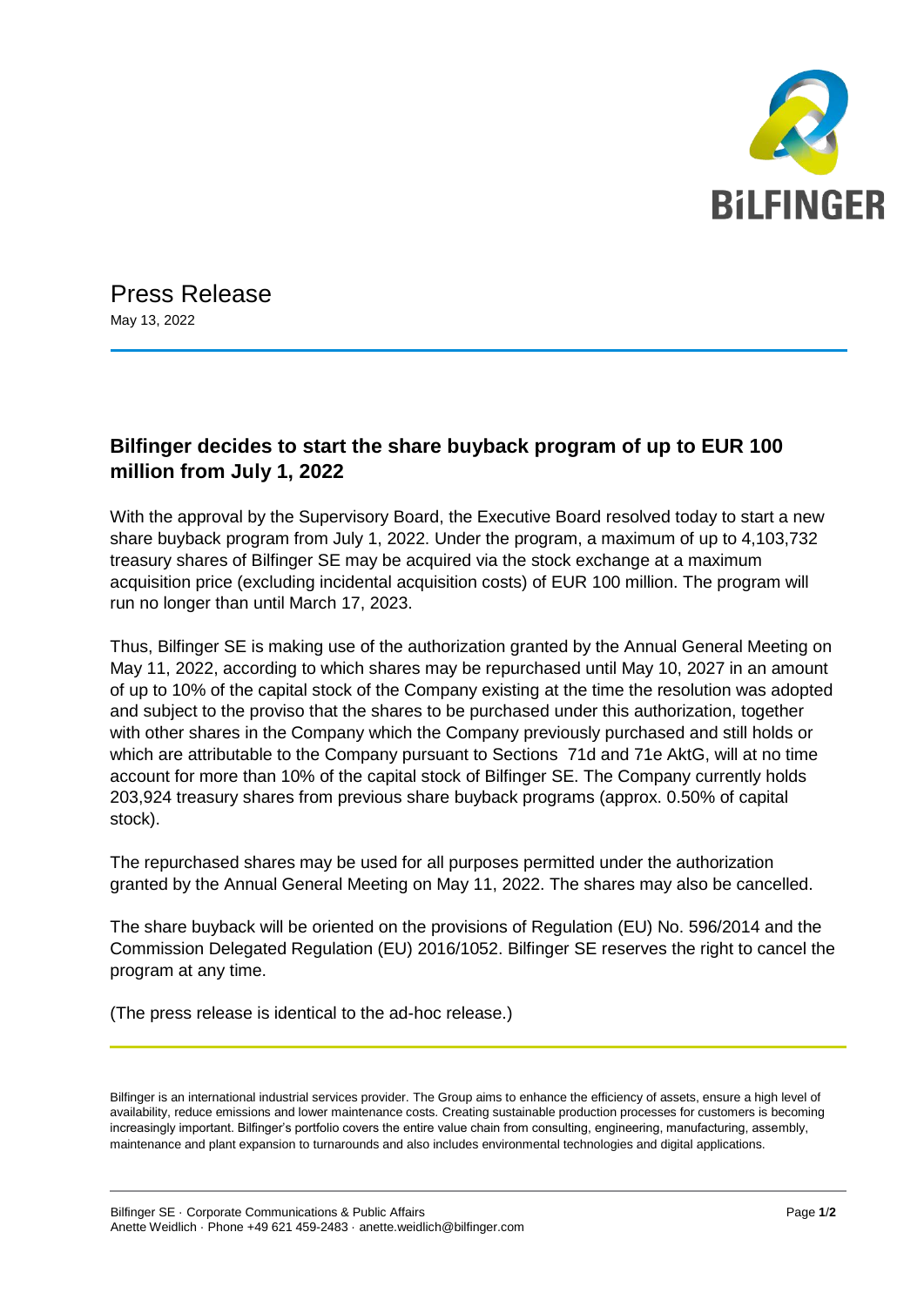# Press Release

May 13, 2022

## Bilfinger decides to start the share buyback program of up to EUR 100 million from July 1, 2022

With the approval by the Supervisory Board, the Executive Board resolved today to start a new share buyback program from July 1, 2022. Under the program, a maximum of up to 4,103,732 treasury shares of Bilfinger SE may be acquired via the stock exchange at a maximum acquisition price (excluding incidental acquisition costs) of EUR 100 million. The program will run no longer than until March 17, 2023.

Thus, Bilfinger SE is making use of the authorization granted by the Annual General Meeting on May 11, 2022, according to which shares may be repurchased until May 10, 2027 in an amount of up to 10% of the capital stock of the Company existing at the time the resolution was adopted and subject to the proviso that the shares to be purchased under this authorization, together with other shares in the Company which the Company previously purchased and still holds or which are attributable to the Company pursuant to Sections 71d and 71e AktG, will at no time account for more than 10% of the capital stock of Bilfinger SE. The Company currently holds 203,924 treasury shares from previous share buyback programs (approx. 0.50% of capital stock).

The repurchased shares may be used for all purposes permitted under the authorization granted by the Annual General Meeting on May 11, 2022. The shares may also be cancelled.

The share buyback will be oriented on the provisions of Regulation (EU) No. 596/2014 and the Commission Delegated Regulation (EU) 2016/1052. Bilfinger SE reserves the right to cancel the program at any time.

(The press release is identical to the ad-hoc release.)

---

Bilfinger is an international industrial services provider. The Group aims to enhance the efficiency of assets, ensure a high level of availability, reduce emissions and lower maintenance costs. Creating sustainable production processes for customers is becoming increasingly important. Bilfinger's portfolio covers the entire value chain from consulting, engineering, manufacturing, assembly, maintenance and plant expansion to turnarounds and also includes environmental technologies and digital applications.

Bilfinger SE · Corporate Communications & Public Affairs
Anette Weidlich · Phone +49 621 459-2483 · anette.weidlich@bilfinger.com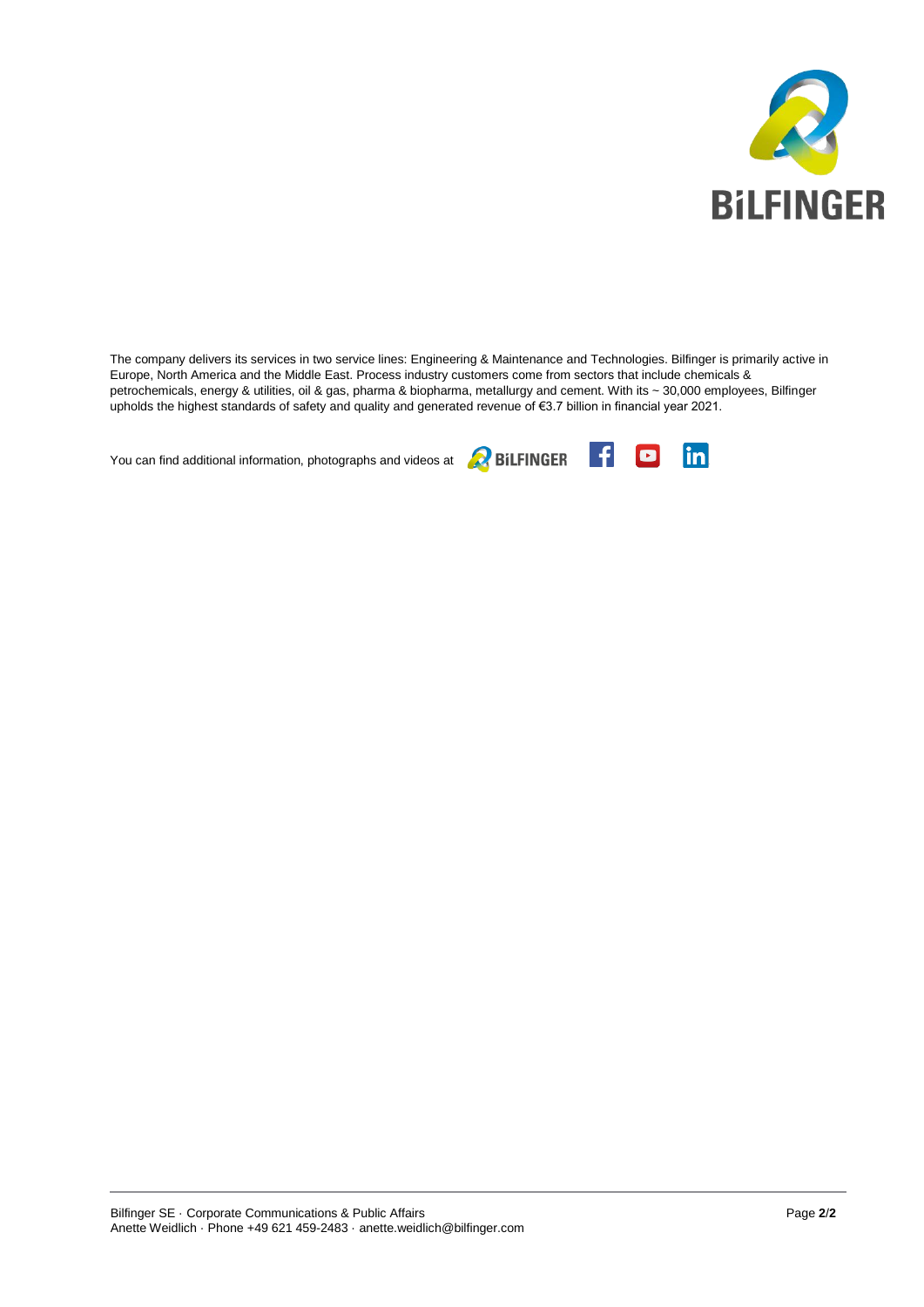The company delivers its services in two service lines: Engineering & Maintenance and Technologies. Bilfinger is primarily active in Europe, North America and the Middle East. Process industry customers come from sectors that include chemicals & petrochemicals, energy & utilities, oil & gas, pharma & biopharma, metallurgy and cement. With its ~ 30,000 employees, Bilfinger upholds the highest standards of safety and quality and generated revenue of €3.7 billion in financial year 2021.

You can find additional information, photographs and videos at BILFINGER

Bilfinger SE · Corporate Communications & Public Affairs
Anette Weidlich · Phone +49 621 459-2483 · anette.weidlich@bilfinger.com